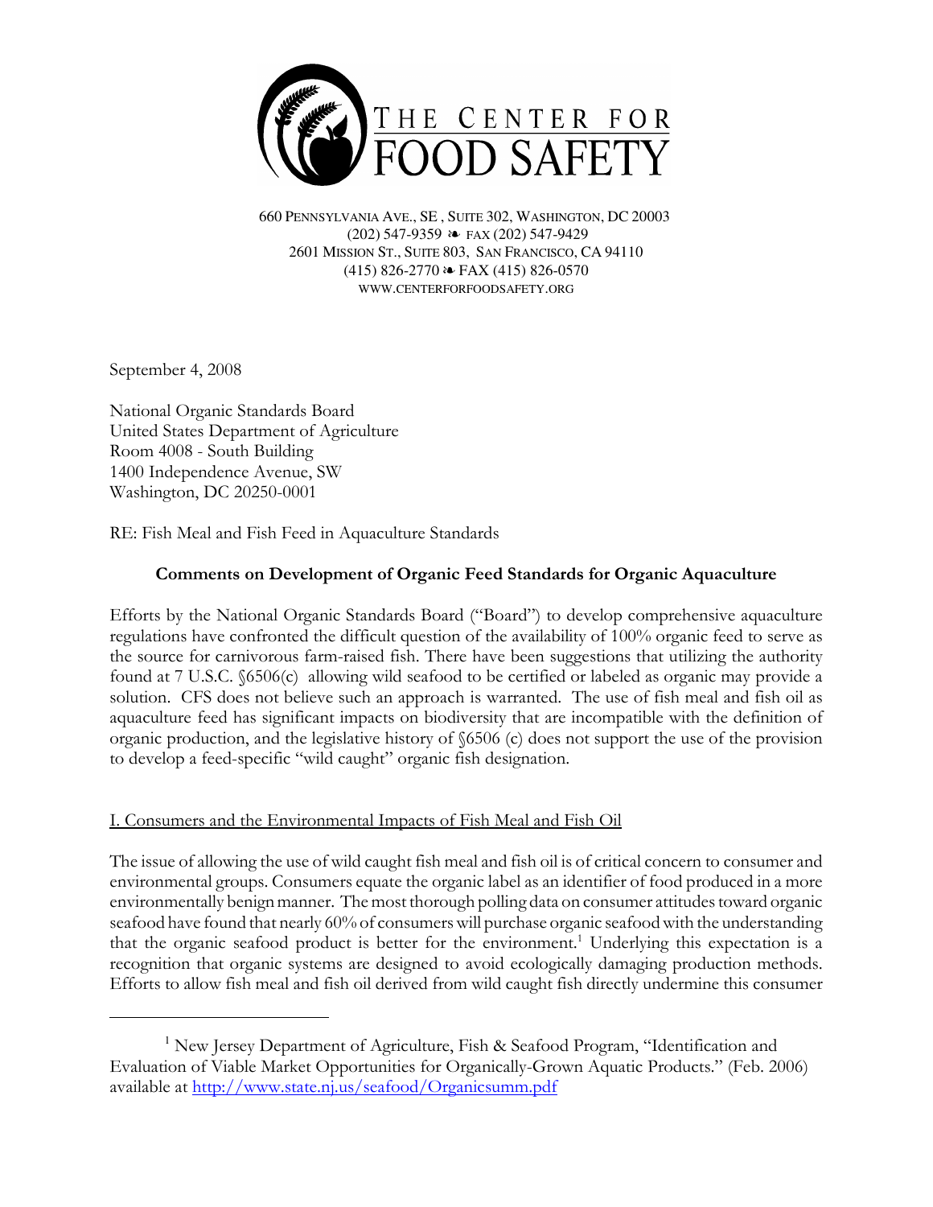# THE CENTER FOR FOOD SAFETY

660 Pennsylvania Ave., SE , Suite 302, Washington, DC 20003
(202) 547-9359 ❧ fax (202) 547-9429
2601 Mission St., Suite 803, San Francisco, CA 94110
(415) 826-2770 ❧ FAX (415) 826-0570
www.centerforfoodsafety.org

September 4, 2008

National Organic Standards Board
United States Department of Agriculture
Room 4008 - South Building
1400 Independence Avenue, SW
Washington, DC 20250-0001

RE: Fish Meal and Fish Feed in Aquaculture Standards

## Comments on Development of Organic Feed Standards for Organic Aquaculture

Efforts by the National Organic Standards Board ("Board") to develop comprehensive aquaculture regulations have confronted the difficult question of the availability of 100% organic feed to serve as the source for carnivorous farm-raised fish. There have been suggestions that utilizing the authority found at 7 U.S.C. §6506(c) allowing wild seafood to be certified or labeled as organic may provide a solution. CFS does not believe such an approach is warranted. The use of fish meal and fish oil as aquaculture feed has significant impacts on biodiversity that are incompatible with the definition of organic production, and the legislative history of §6506 (c) does not support the use of the provision to develop a feed-specific "wild caught" organic fish designation.

### I. Consumers and the Environmental Impacts of Fish Meal and Fish Oil

The issue of allowing the use of wild caught fish meal and fish oil is of critical concern to consumer and environmental groups. Consumers equate the organic label as an identifier of food produced in a more environmentally benign manner. The most thorough polling data on consumer attitudes toward organic seafood have found that nearly 60% of consumers will purchase organic seafood with the understanding that the organic seafood product is better for the environment.[1] Underlying this expectation is a recognition that organic systems are designed to avoid ecologically damaging production methods. Efforts to allow fish meal and fish oil derived from wild caught fish directly undermine this consumer

[1] New Jersey Department of Agriculture, Fish & Seafood Program, "Identification and Evaluation of Viable Market Opportunities for Organically-Grown Aquatic Products." (Feb. 2006) available at http://www.state.nj.us/seafood/Organicsumm.pdf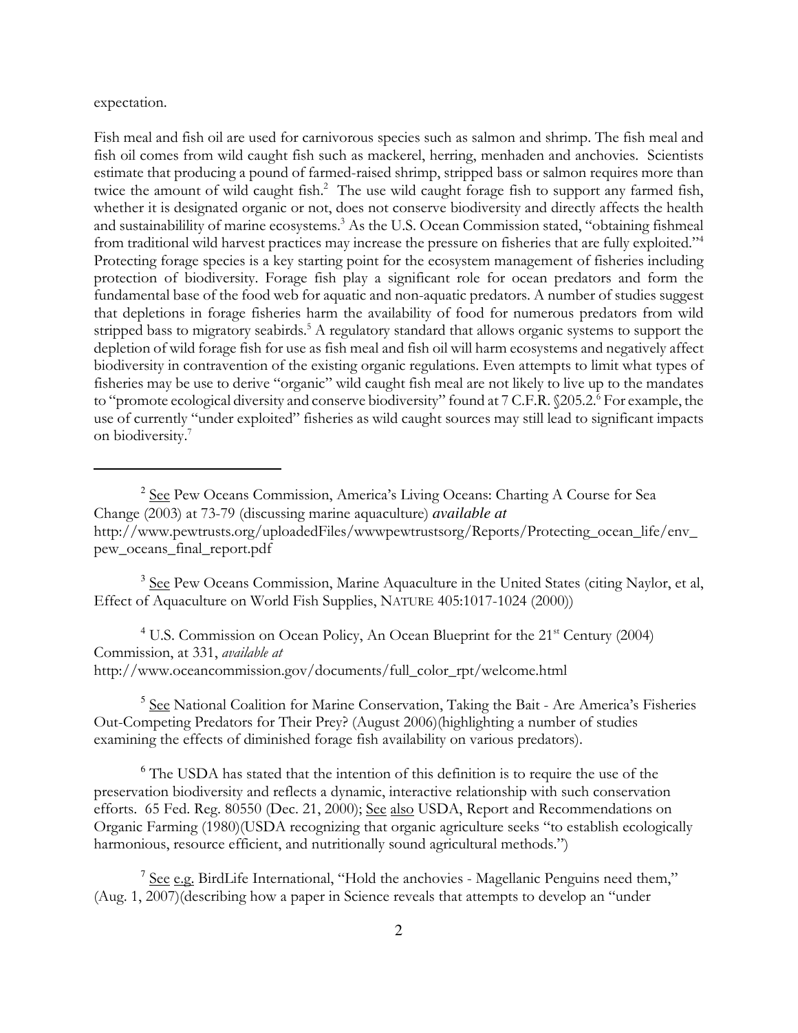expectation.

Fish meal and fish oil are used for carnivorous species such as salmon and shrimp. The fish meal and fish oil comes from wild caught fish such as mackerel, herring, menhaden and anchovies. Scientists estimate that producing a pound of farmed-raised shrimp, stripped bass or salmon requires more than twice the amount of wild caught fish.[2] The use wild caught forage fish to support any farmed fish, whether it is designated organic or not, does not conserve biodiversity and directly affects the health and sustainabilility of marine ecosystems.[3] As the U.S. Ocean Commission stated, "obtaining fishmeal from traditional wild harvest practices may increase the pressure on fisheries that are fully exploited."[4] Protecting forage species is a key starting point for the ecosystem management of fisheries including protection of biodiversity. Forage fish play a significant role for ocean predators and form the fundamental base of the food web for aquatic and non-aquatic predators. A number of studies suggest that depletions in forage fisheries harm the availability of food for numerous predators from wild stripped bass to migratory seabirds.[5] A regulatory standard that allows organic systems to support the depletion of wild forage fish for use as fish meal and fish oil will harm ecosystems and negatively affect biodiversity in contravention of the existing organic regulations. Even attempts to limit what types of fisheries may be use to derive "organic" wild caught fish meal are not likely to live up to the mandates to "promote ecological diversity and conserve biodiversity" found at 7 C.F.R. §205.2.[6] For example, the use of currently "under exploited" fisheries as wild caught sources may still lead to significant impacts on biodiversity.[7]

---

[2] See Pew Oceans Commission, America's Living Oceans: Charting A Course for Sea Change (2003) at 73-79 (discussing marine aquaculture) *available at* http://www.pewtrusts.org/uploadedFiles/wwwpewtrustsorg/Reports/Protecting_ocean_life/env_pew_oceans_final_report.pdf

[3] See Pew Oceans Commission, Marine Aquaculture in the United States (citing Naylor, et al, Effect of Aquaculture on World Fish Supplies, NATURE 405:1017-1024 (2000))

[4] U.S. Commission on Ocean Policy, An Ocean Blueprint for the 21st Century (2004) Commission, at 331, *available at* http://www.oceancommission.gov/documents/full_color_rpt/welcome.html

[5] See National Coalition for Marine Conservation, Taking the Bait - Are America's Fisheries Out-Competing Predators for Their Prey? (August 2006)(highlighting a number of studies examining the effects of diminished forage fish availability on various predators).

[6] The USDA has stated that the intention of this definition is to require the use of the preservation biodiversity and reflects a dynamic, interactive relationship with such conservation efforts. 65 Fed. Reg. 80550 (Dec. 21, 2000); See also USDA, Report and Recommendations on Organic Farming (1980)(USDA recognizing that organic agriculture seeks "to establish ecologically harmonious, resource efficient, and nutritionally sound agricultural methods.")

[7] See e.g. BirdLife International, "Hold the anchovies - Magellanic Penguins need them," (Aug. 1, 2007)(describing how a paper in Science reveals that attempts to develop an "under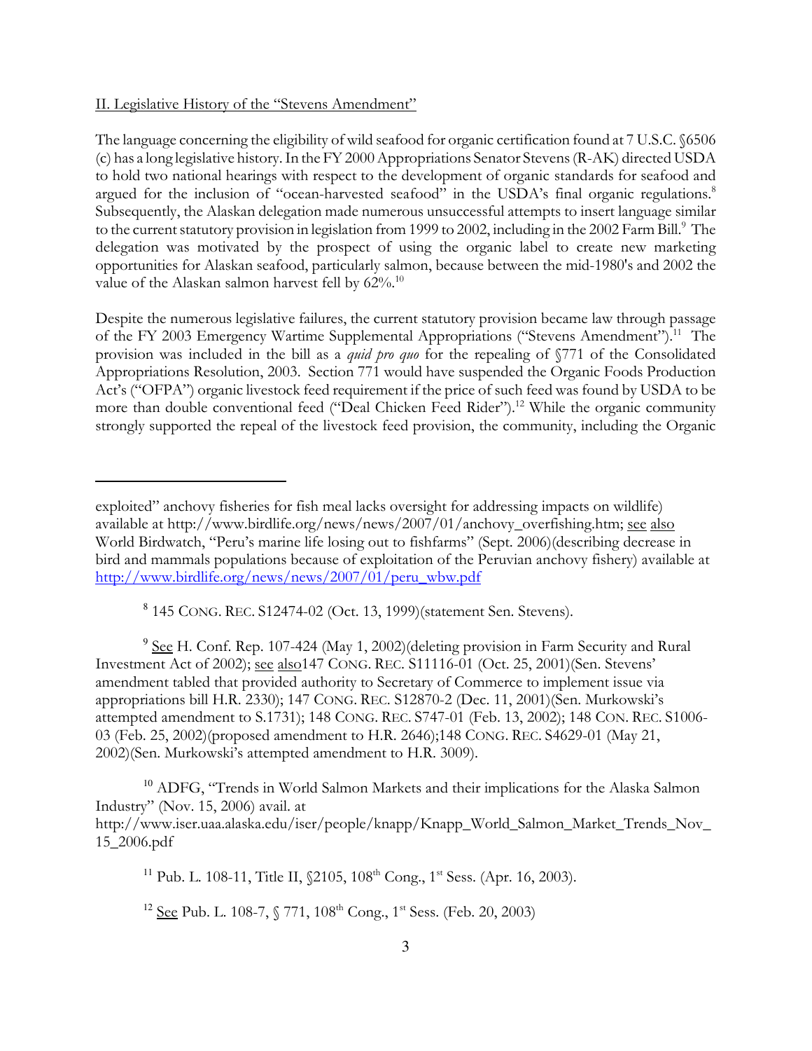II. Legislative History of the "Stevens Amendment"

The language concerning the eligibility of wild seafood for organic certification found at 7 U.S.C. §6506 (c) has a long legislative history. In the FY 2000 Appropriations Senator Stevens (R-AK) directed USDA to hold two national hearings with respect to the development of organic standards for seafood and argued for the inclusion of "ocean-harvested seafood" in the USDA's final organic regulations.[8] Subsequently, the Alaskan delegation made numerous unsuccessful attempts to insert language similar to the current statutory provision in legislation from 1999 to 2002, including in the 2002 Farm Bill.[9] The delegation was motivated by the prospect of using the organic label to create new marketing opportunities for Alaskan seafood, particularly salmon, because between the mid-1980's and 2002 the value of the Alaskan salmon harvest fell by 62%.[10]

Despite the numerous legislative failures, the current statutory provision became law through passage of the FY 2003 Emergency Wartime Supplemental Appropriations ("Stevens Amendment").[11] The provision was included in the bill as a *quid pro quo* for the repealing of §771 of the Consolidated Appropriations Resolution, 2003. Section 771 would have suspended the Organic Foods Production Act's ("OFPA") organic livestock feed requirement if the price of such feed was found by USDA to be more than double conventional feed ("Deal Chicken Feed Rider").[12] While the organic community strongly supported the repeal of the livestock feed provision, the community, including the Organic

---

exploited" anchovy fisheries for fish meal lacks oversight for addressing impacts on wildlife) available at http://www.birdlife.org/news/news/2007/01/anchovy_overfishing.htm; see also World Birdwatch, "Peru's marine life losing out to fishfarms" (Sept. 2006)(describing decrease in bird and mammals populations because of exploitation of the Peruvian anchovy fishery) available at http://www.birdlife.org/news/news/2007/01/peru_wbw.pdf

[8] 145 CONG. REC. S12474-02 (Oct. 13, 1999)(statement Sen. Stevens).

[9] See H. Conf. Rep. 107-424 (May 1, 2002)(deleting provision in Farm Security and Rural Investment Act of 2002); see also147 CONG. REC. S11116-01 (Oct. 25, 2001)(Sen. Stevens' amendment tabled that provided authority to Secretary of Commerce to implement issue via appropriations bill H.R. 2330); 147 CONG. REC. S12870-2 (Dec. 11, 2001)(Sen. Murkowski's attempted amendment to S.1731); 148 CONG. REC. S747-01 (Feb. 13, 2002); 148 CON. REC. S1006-03 (Feb. 25, 2002)(proposed amendment to H.R. 2646);148 CONG. REC. S4629-01 (May 21, 2002)(Sen. Murkowski's attempted amendment to H.R. 3009).

[10] ADFG, "Trends in World Salmon Markets and their implications for the Alaska Salmon Industry" (Nov. 15, 2006) avail. at http://www.iser.uaa.alaska.edu/iser/people/knapp/Knapp_World_Salmon_Market_Trends_Nov_15_2006.pdf

[11] Pub. L. 108-11, Title II, §2105, 108th Cong., 1st Sess. (Apr. 16, 2003).

[12] See Pub. L. 108-7, § 771, 108th Cong., 1st Sess. (Feb. 20, 2003)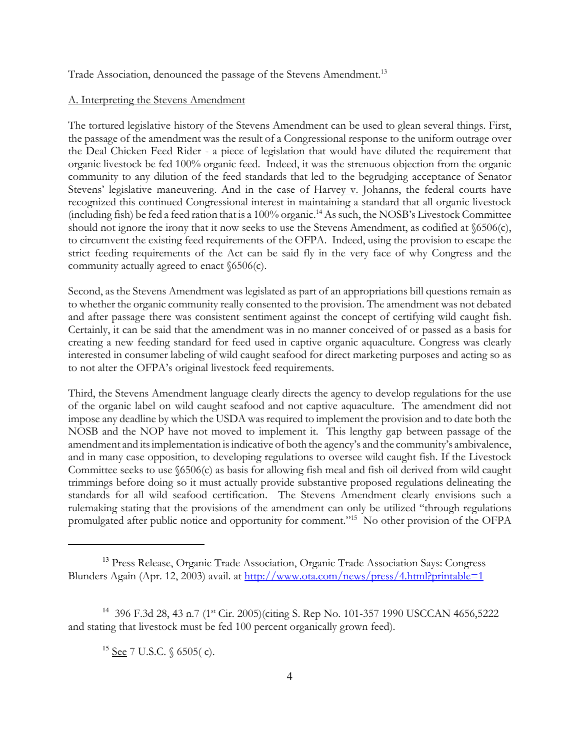Trade Association, denounced the passage of the Stevens Amendment.[13]

A. Interpreting the Stevens Amendment

The tortured legislative history of the Stevens Amendment can be used to glean several things. First, the passage of the amendment was the result of a Congressional response to the uniform outrage over the Deal Chicken Feed Rider - a piece of legislation that would have diluted the requirement that organic livestock be fed 100% organic feed. Indeed, it was the strenuous objection from the organic community to any dilution of the feed standards that led to the begrudging acceptance of Senator Stevens' legislative maneuvering. And in the case of Harvey v. Johanns, the federal courts have recognized this continued Congressional interest in maintaining a standard that all organic livestock (including fish) be fed a feed ration that is a 100% organic.[14] As such, the NOSB's Livestock Committee should not ignore the irony that it now seeks to use the Stevens Amendment, as codified at §6506(c), to circumvent the existing feed requirements of the OFPA. Indeed, using the provision to escape the strict feeding requirements of the Act can be said fly in the very face of why Congress and the community actually agreed to enact §6506(c).

Second, as the Stevens Amendment was legislated as part of an appropriations bill questions remain as to whether the organic community really consented to the provision. The amendment was not debated and after passage there was consistent sentiment against the concept of certifying wild caught fish. Certainly, it can be said that the amendment was in no manner conceived of or passed as a basis for creating a new feeding standard for feed used in captive organic aquaculture. Congress was clearly interested in consumer labeling of wild caught seafood for direct marketing purposes and acting so as to not alter the OFPA's original livestock feed requirements.

Third, the Stevens Amendment language clearly directs the agency to develop regulations for the use of the organic label on wild caught seafood and not captive aquaculture. The amendment did not impose any deadline by which the USDA was required to implement the provision and to date both the NOSB and the NOP have not moved to implement it. This lengthy gap between passage of the amendment and its implementation is indicative of both the agency's and the community's ambivalence, and in many case opposition, to developing regulations to oversee wild caught fish. If the Livestock Committee seeks to use §6506(c) as basis for allowing fish meal and fish oil derived from wild caught trimmings before doing so it must actually provide substantive proposed regulations delineating the standards for all wild seafood certification. The Stevens Amendment clearly envisions such a rulemaking stating that the provisions of the amendment can only be utilized "through regulations promulgated after public notice and opportunity for comment."[15] No other provision of the OFPA

---

[13] Press Release, Organic Trade Association, Organic Trade Association Says: Congress Blunders Again (Apr. 12, 2003) avail. at http://www.ota.com/news/press/4.html?printable=1

[14] 396 F.3d 28, 43 n.7 (1st Cir. 2005)(citing S. Rep No. 101-357 1990 USCCAN 4656,5222 and stating that livestock must be fed 100 percent organically grown feed).

[15] See 7 U.S.C. § 6505( c).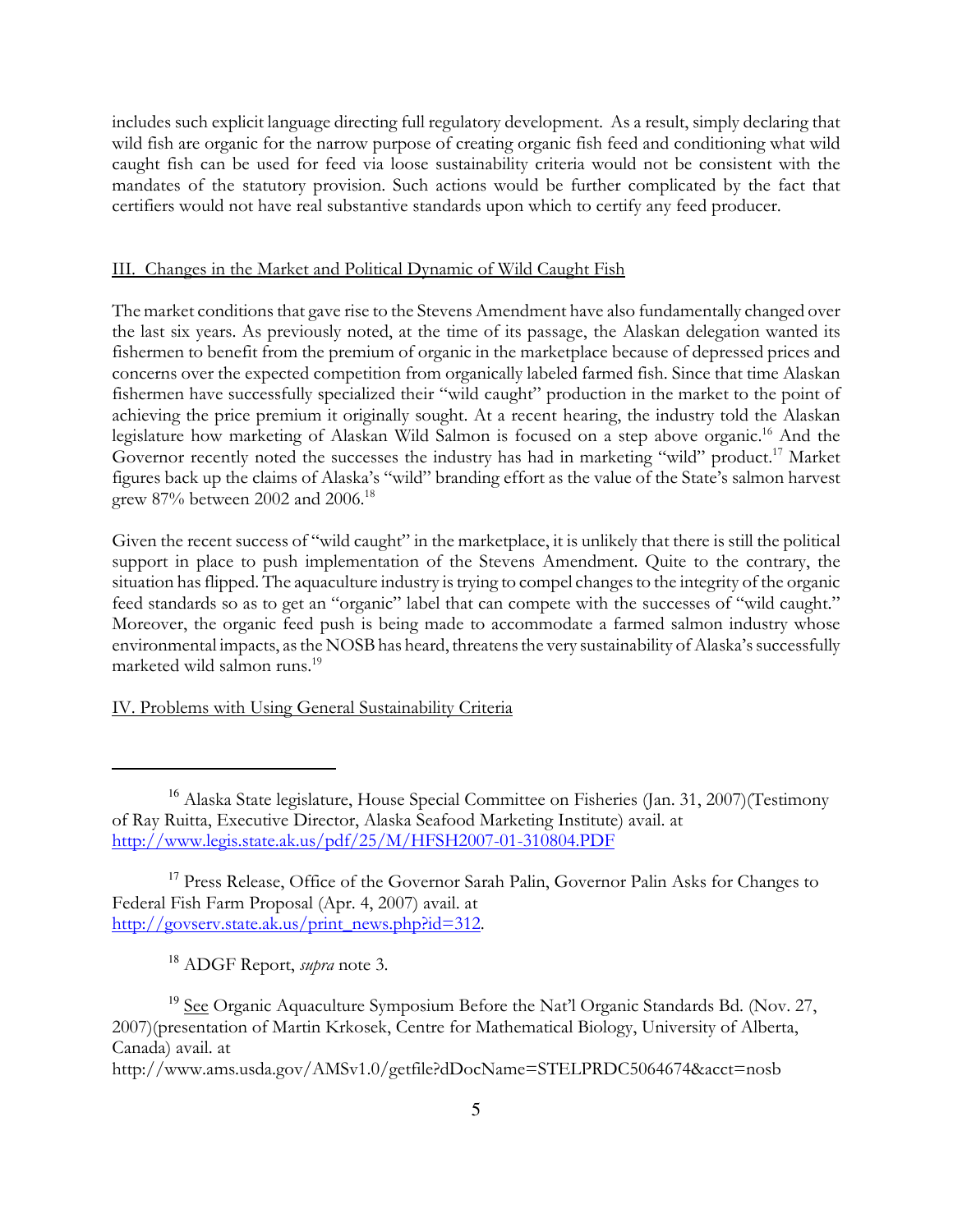includes such explicit language directing full regulatory development. As a result, simply declaring that wild fish are organic for the narrow purpose of creating organic fish feed and conditioning what wild caught fish can be used for feed via loose sustainability criteria would not be consistent with the mandates of the statutory provision. Such actions would be further complicated by the fact that certifiers would not have real substantive standards upon which to certify any feed producer.

## III. Changes in the Market and Political Dynamic of Wild Caught Fish

The market conditions that gave rise to the Stevens Amendment have also fundamentally changed over the last six years. As previously noted, at the time of its passage, the Alaskan delegation wanted its fishermen to benefit from the premium of organic in the marketplace because of depressed prices and concerns over the expected competition from organically labeled farmed fish. Since that time Alaskan fishermen have successfully specialized their "wild caught" production in the market to the point of achieving the price premium it originally sought. At a recent hearing, the industry told the Alaskan legislature how marketing of Alaskan Wild Salmon is focused on a step above organic.[16] And the Governor recently noted the successes the industry has had in marketing "wild" product.[17] Market figures back up the claims of Alaska's "wild" branding effort as the value of the State's salmon harvest grew 87% between 2002 and 2006.[18]

Given the recent success of "wild caught" in the marketplace, it is unlikely that there is still the political support in place to push implementation of the Stevens Amendment. Quite to the contrary, the situation has flipped. The aquaculture industry is trying to compel changes to the integrity of the organic feed standards so as to get an "organic" label that can compete with the successes of "wild caught." Moreover, the organic feed push is being made to accommodate a farmed salmon industry whose environmental impacts, as the NOSB has heard, threatens the very sustainability of Alaska's successfully marketed wild salmon runs.[19]

## IV. Problems with Using General Sustainability Criteria

---

[16] Alaska State legislature, House Special Committee on Fisheries (Jan. 31, 2007)(Testimony of Ray Ruitta, Executive Director, Alaska Seafood Marketing Institute) avail. at http://www.legis.state.ak.us/pdf/25/M/HFSH2007-01-310804.PDF

[17] Press Release, Office of the Governor Sarah Palin, Governor Palin Asks for Changes to Federal Fish Farm Proposal (Apr. 4, 2007) avail. at http://govserv.state.ak.us/print_news.php?id=312.

[18] ADGF Report, *supra* note 3.

[19] See Organic Aquaculture Symposium Before the Nat'l Organic Standards Bd. (Nov. 27, 2007)(presentation of Martin Krkosek, Centre for Mathematical Biology, University of Alberta, Canada) avail. at http://www.ams.usda.gov/AMSv1.0/getfile?dDocName=STELPRDC5064674&acct=nosb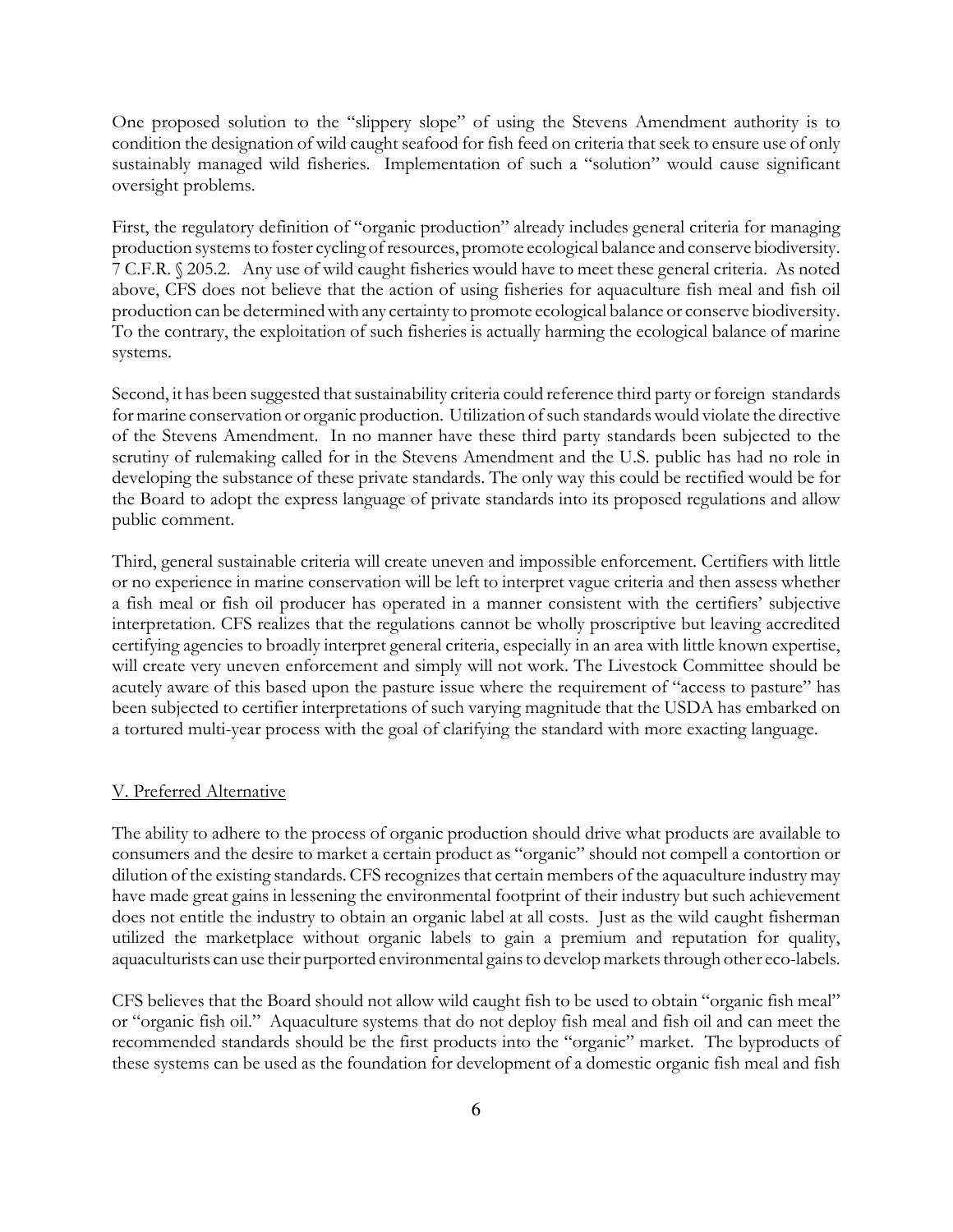One proposed solution to the "slippery slope" of using the Stevens Amendment authority is to condition the designation of wild caught seafood for fish feed on criteria that seek to ensure use of only sustainably managed wild fisheries. Implementation of such a "solution" would cause significant oversight problems.

First, the regulatory definition of "organic production" already includes general criteria for managing production systems to foster cycling of resources, promote ecological balance and conserve biodiversity. 7 C.F.R. § 205.2. Any use of wild caught fisheries would have to meet these general criteria. As noted above, CFS does not believe that the action of using fisheries for aquaculture fish meal and fish oil production can be determined with any certainty to promote ecological balance or conserve biodiversity. To the contrary, the exploitation of such fisheries is actually harming the ecological balance of marine systems.

Second, it has been suggested that sustainability criteria could reference third party or foreign standards for marine conservation or organic production. Utilization of such standards would violate the directive of the Stevens Amendment. In no manner have these third party standards been subjected to the scrutiny of rulemaking called for in the Stevens Amendment and the U.S. public has had no role in developing the substance of these private standards. The only way this could be rectified would be for the Board to adopt the express language of private standards into its proposed regulations and allow public comment.

Third, general sustainable criteria will create uneven and impossible enforcement. Certifiers with little or no experience in marine conservation will be left to interpret vague criteria and then assess whether a fish meal or fish oil producer has operated in a manner consistent with the certifiers' subjective interpretation. CFS realizes that the regulations cannot be wholly proscriptive but leaving accredited certifying agencies to broadly interpret general criteria, especially in an area with little known expertise, will create very uneven enforcement and simply will not work. The Livestock Committee should be acutely aware of this based upon the pasture issue where the requirement of "access to pasture" has been subjected to certifier interpretations of such varying magnitude that the USDA has embarked on a tortured multi-year process with the goal of clarifying the standard with more exacting language.

## V. Preferred Alternative

The ability to adhere to the process of organic production should drive what products are available to consumers and the desire to market a certain product as "organic" should not compell a contortion or dilution of the existing standards. CFS recognizes that certain members of the aquaculture industry may have made great gains in lessening the environmental footprint of their industry but such achievement does not entitle the industry to obtain an organic label at all costs. Just as the wild caught fisherman utilized the marketplace without organic labels to gain a premium and reputation for quality, aquaculturists can use their purported environmental gains to develop markets through other eco-labels.

CFS believes that the Board should not allow wild caught fish to be used to obtain "organic fish meal" or "organic fish oil." Aquaculture systems that do not deploy fish meal and fish oil and can meet the recommended standards should be the first products into the "organic" market. The byproducts of these systems can be used as the foundation for development of a domestic organic fish meal and fish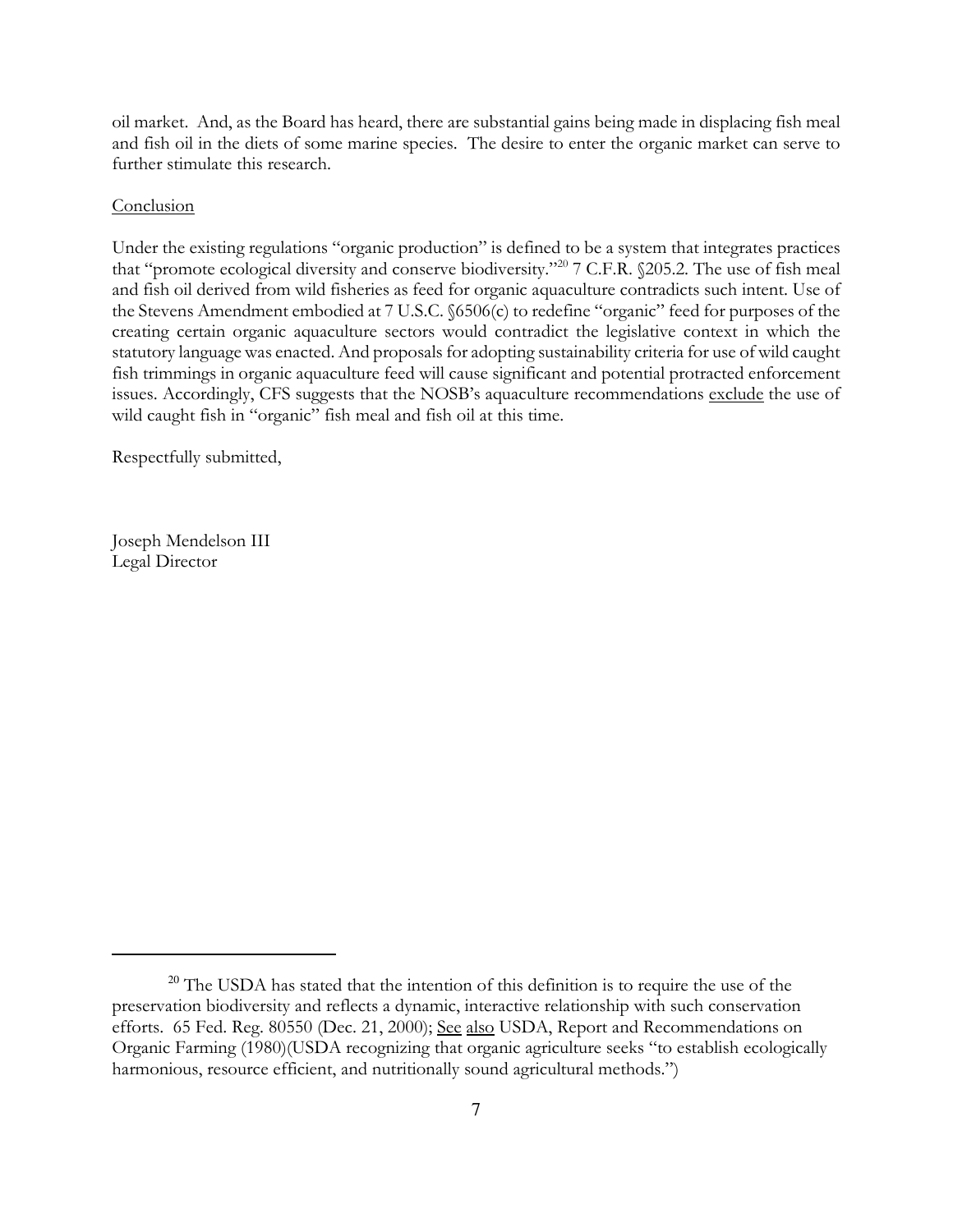oil market. And, as the Board has heard, there are substantial gains being made in displacing fish meal and fish oil in the diets of some marine species. The desire to enter the organic market can serve to further stimulate this research.

Conclusion

Under the existing regulations "organic production" is defined to be a system that integrates practices that "promote ecological diversity and conserve biodiversity."[20] 7 C.F.R. §205.2. The use of fish meal and fish oil derived from wild fisheries as feed for organic aquaculture contradicts such intent. Use of the Stevens Amendment embodied at 7 U.S.C. §6506(c) to redefine "organic" feed for purposes of the creating certain organic aquaculture sectors would contradict the legislative context in which the statutory language was enacted. And proposals for adopting sustainability criteria for use of wild caught fish trimmings in organic aquaculture feed will cause significant and potential protracted enforcement issues. Accordingly, CFS suggests that the NOSB's aquaculture recommendations exclude the use of wild caught fish in "organic" fish meal and fish oil at this time.

Respectfully submitted,

Joseph Mendelson III
Legal Director

---

[20] The USDA has stated that the intention of this definition is to require the use of the preservation biodiversity and reflects a dynamic, interactive relationship with such conservation efforts. 65 Fed. Reg. 80550 (Dec. 21, 2000); See also USDA, Report and Recommendations on Organic Farming (1980)(USDA recognizing that organic agriculture seeks "to establish ecologically harmonious, resource efficient, and nutritionally sound agricultural methods.")